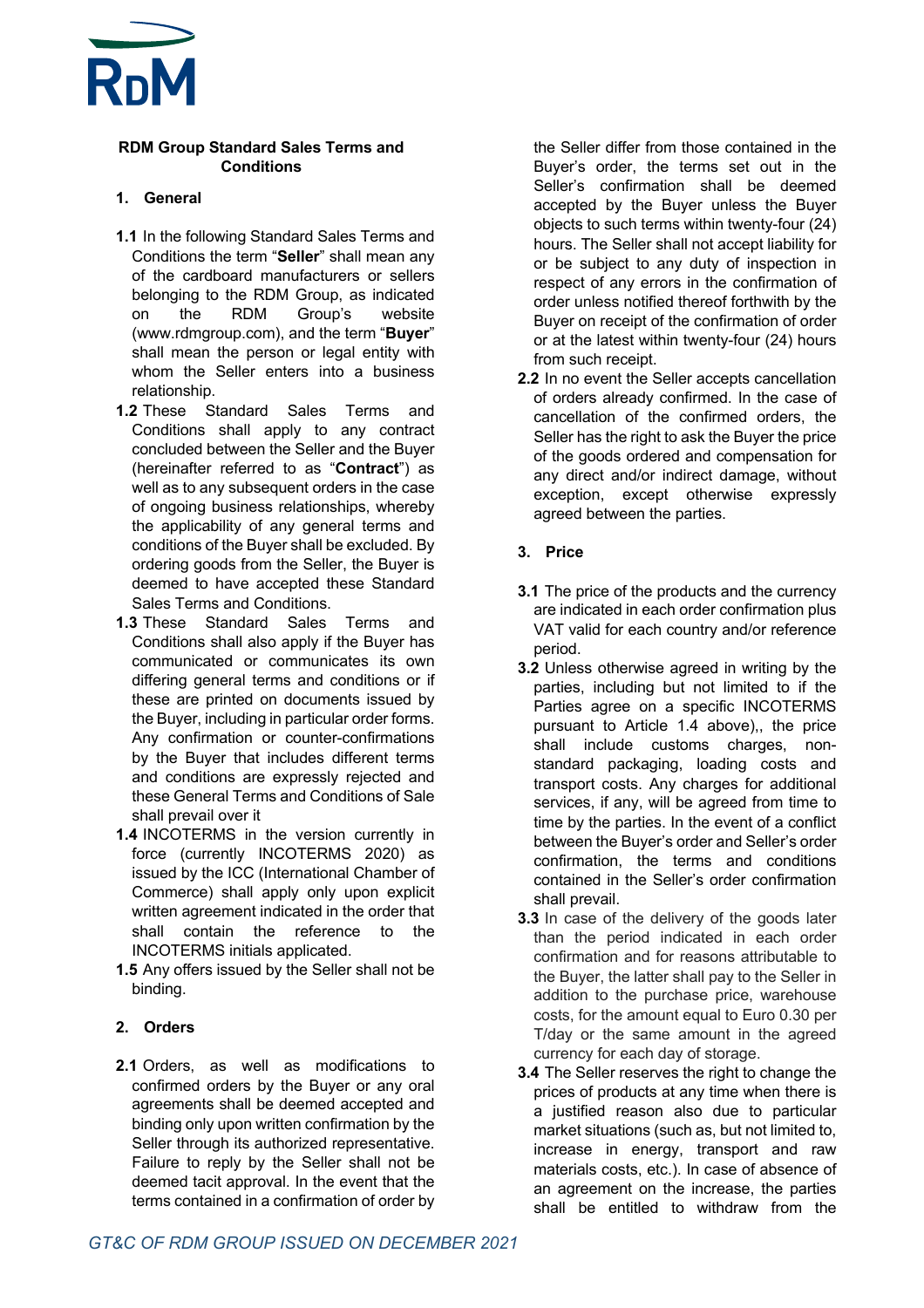RDM

# RDM Group Standard Sales Terms and Conditions

## 1. General

**1.1** In the following Standard Sales Terms and Conditions the term "**Seller**" shall mean any of the cardboard manufacturers or sellers belonging to the RDM Group, as indicated on the RDM Group's website (www.rdmgroup.com), and the term "**Buyer**" shall mean the person or legal entity with whom the Seller enters into a business relationship.

**1.2** These Standard Sales Terms and Conditions shall apply to any contract concluded between the Seller and the Buyer (hereinafter referred to as "**Contract**") as well as to any subsequent orders in the case of ongoing business relationships, whereby the applicability of any general terms and conditions of the Buyer shall be excluded. By ordering goods from the Seller, the Buyer is deemed to have accepted these Standard Sales Terms and Conditions.

**1.3** These Standard Sales Terms and Conditions shall also apply if the Buyer has communicated or communicates its own differing general terms and conditions or if these are printed on documents issued by the Buyer, including in particular order forms. Any confirmation or counter-confirmations by the Buyer that includes different terms and conditions are expressly rejected and these General Terms and Conditions of Sale shall prevail over it

**1.4** INCOTERMS in the version currently in force (currently INCOTERMS 2020) as issued by the ICC (International Chamber of Commerce) shall apply only upon explicit written agreement indicated in the order that shall contain the reference to the INCOTERMS initials applicated.

**1.5** Any offers issued by the Seller shall not be binding.

## 2. Orders

**2.1** Orders, as well as modifications to confirmed orders by the Buyer or any oral agreements shall be deemed accepted and binding only upon written confirmation by the Seller through its authorized representative. Failure to reply by the Seller shall not be deemed tacit approval. In the event that the terms contained in a confirmation of order by the Seller differ from those contained in the Buyer's order, the terms set out in the Seller's confirmation shall be deemed accepted by the Buyer unless the Buyer objects to such terms within twenty-four (24) hours. The Seller shall not accept liability for or be subject to any duty of inspection in respect of any errors in the confirmation of order unless notified thereof forthwith by the Buyer on receipt of the confirmation of order or at the latest within twenty-four (24) hours from such receipt.

**2.2** In no event the Seller accepts cancellation of orders already confirmed. In the case of cancellation of the confirmed orders, the Seller has the right to ask the Buyer the price of the goods ordered and compensation for any direct and/or indirect damage, without exception, except otherwise expressly agreed between the parties.

## 3. Price

**3.1** The price of the products and the currency are indicated in each order confirmation plus VAT valid for each country and/or reference period.

**3.2** Unless otherwise agreed in writing by the parties, including but not limited to if the Parties agree on a specific INCOTERMS pursuant to Article 1.4 above),, the price shall include customs charges, non-standard packaging, loading costs and transport costs. Any charges for additional services, if any, will be agreed from time to time by the parties. In the event of a conflict between the Buyer's order and Seller's order confirmation, the terms and conditions contained in the Seller's order confirmation shall prevail.

**3.3** In case of the delivery of the goods later than the period indicated in each order confirmation and for reasons attributable to the Buyer, the latter shall pay to the Seller in addition to the purchase price, warehouse costs, for the amount equal to Euro 0.30 per T/day or the same amount in the agreed currency for each day of storage.

**3.4** The Seller reserves the right to change the prices of products at any time when there is a justified reason also due to particular market situations (such as, but not limited to, increase in energy, transport and raw materials costs, etc.). In case of absence of an agreement on the increase, the parties shall be entitled to withdraw from the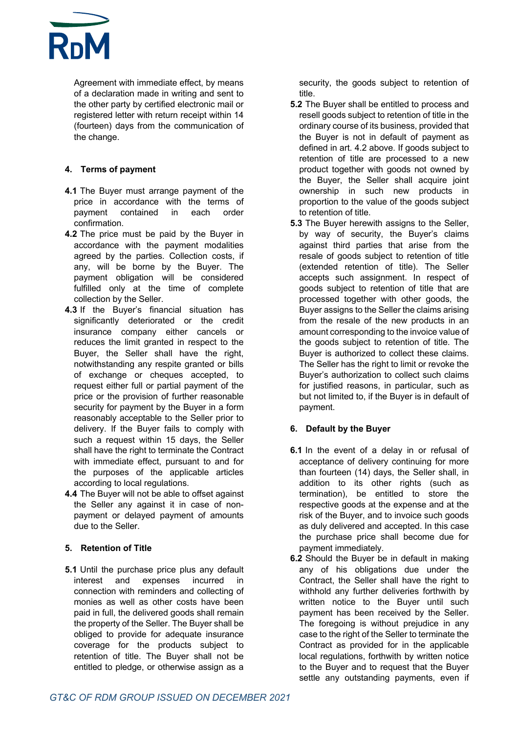Agreement with immediate effect, by means of a declaration made in writing and sent to the other party by certified electronic mail or registered letter with return receipt within 14 (fourteen) days from the communication of the change.

## 4. Terms of payment

**4.1** The Buyer must arrange payment of the price in accordance with the terms of payment contained in each order confirmation.

**4.2** The price must be paid by the Buyer in accordance with the payment modalities agreed by the parties. Collection costs, if any, will be borne by the Buyer. The payment obligation will be considered fulfilled only at the time of complete collection by the Seller.

**4.3** If the Buyer's financial situation has significantly deteriorated or the credit insurance company either cancels or reduces the limit granted in respect to the Buyer, the Seller shall have the right, notwithstanding any respite granted or bills of exchange or cheques accepted, to request either full or partial payment of the price or the provision of further reasonable security for payment by the Buyer in a form reasonably acceptable to the Seller prior to delivery. If the Buyer fails to comply with such a request within 15 days, the Seller shall have the right to terminate the Contract with immediate effect, pursuant to and for the purposes of the applicable articles according to local regulations.

**4.4** The Buyer will not be able to offset against the Seller any against it in case of non-payment or delayed payment of amounts due to the Seller.

## 5. Retention of Title

**5.1** Until the purchase price plus any default interest and expenses incurred in connection with reminders and collecting of monies as well as other costs have been paid in full, the delivered goods shall remain the property of the Seller. The Buyer shall be obliged to provide for adequate insurance coverage for the products subject to retention of title. The Buyer shall not be entitled to pledge, or otherwise assign as a security, the goods subject to retention of title.

**5.2** The Buyer shall be entitled to process and resell goods subject to retention of title in the ordinary course of its business, provided that the Buyer is not in default of payment as defined in art. 4.2 above. If goods subject to retention of title are processed to a new product together with goods not owned by the Buyer, the Seller shall acquire joint ownership in such new products in proportion to the value of the goods subject to retention of title.

**5.3** The Buyer herewith assigns to the Seller, by way of security, the Buyer's claims against third parties that arise from the resale of goods subject to retention of title (extended retention of title). The Seller accepts such assignment. In respect of goods subject to retention of title that are processed together with other goods, the Buyer assigns to the Seller the claims arising from the resale of the new products in an amount corresponding to the invoice value of the goods subject to retention of title. The Buyer is authorized to collect these claims. The Seller has the right to limit or revoke the Buyer's authorization to collect such claims for justified reasons, in particular, such as but not limited to, if the Buyer is in default of payment.

## 6. Default by the Buyer

**6.1** In the event of a delay in or refusal of acceptance of delivery continuing for more than fourteen (14) days, the Seller shall, in addition to its other rights (such as termination), be entitled to store the respective goods at the expense and at the risk of the Buyer, and to invoice such goods as duly delivered and accepted. In this case the purchase price shall become due for payment immediately.

**6.2** Should the Buyer be in default in making any of his obligations due under the Contract, the Seller shall have the right to withhold any further deliveries forthwith by written notice to the Buyer until such payment has been received by the Seller. The foregoing is without prejudice in any case to the right of the Seller to terminate the Contract as provided for in the applicable local regulations, forthwith by written notice to the Buyer and to request that the Buyer settle any outstanding payments, even if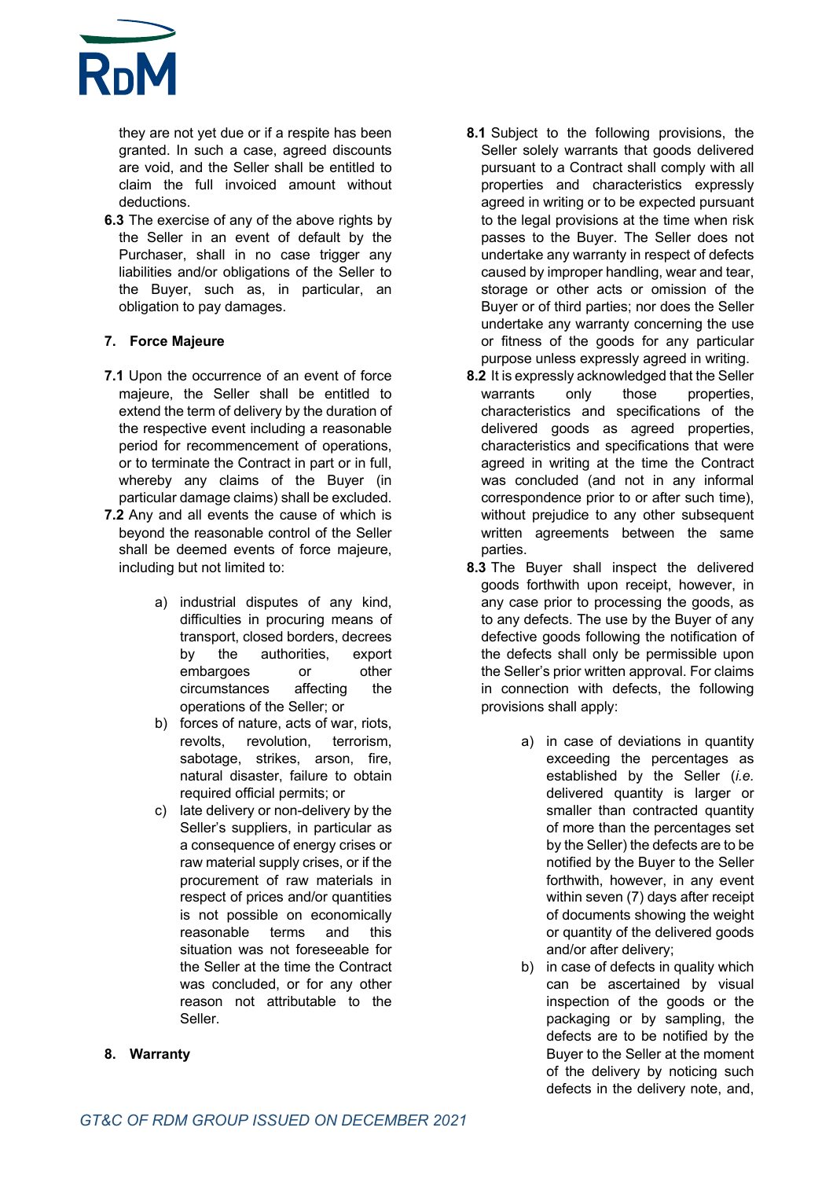they are not yet due or if a respite has been granted. In such a case, agreed discounts are void, and the Seller shall be entitled to claim the full invoiced amount without deductions.

**6.3** The exercise of any of the above rights by the Seller in an event of default by the Purchaser, shall in no case trigger any liabilities and/or obligations of the Seller to the Buyer, such as, in particular, an obligation to pay damages.

## 7. Force Majeure

**7.1** Upon the occurrence of an event of force majeure, the Seller shall be entitled to extend the term of delivery by the duration of the respective event including a reasonable period for recommencement of operations, or to terminate the Contract in part or in full, whereby any claims of the Buyer (in particular damage claims) shall be excluded.

**7.2** Any and all events the cause of which is beyond the reasonable control of the Seller shall be deemed events of force majeure, including but not limited to:

a) industrial disputes of any kind, difficulties in procuring means of transport, closed borders, decrees by the authorities, export embargoes or other circumstances affecting the operations of the Seller; or

b) forces of nature, acts of war, riots, revolts, revolution, terrorism, sabotage, strikes, arson, fire, natural disaster, failure to obtain required official permits; or

c) late delivery or non-delivery by the Seller's suppliers, in particular as a consequence of energy crises or raw material supply crises, or if the procurement of raw materials in respect of prices and/or quantities is not possible on economically reasonable terms and this situation was not foreseeable for the Seller at the time the Contract was concluded, or for any other reason not attributable to the Seller.

## 8. Warranty

**8.1** Subject to the following provisions, the Seller solely warrants that goods delivered pursuant to a Contract shall comply with all properties and characteristics expressly agreed in writing or to be expected pursuant to the legal provisions at the time when risk passes to the Buyer. The Seller does not undertake any warranty in respect of defects caused by improper handling, wear and tear, storage or other acts or omission of the Buyer or of third parties; nor does the Seller undertake any warranty concerning the use or fitness of the goods for any particular purpose unless expressly agreed in writing.

**8.2** It is expressly acknowledged that the Seller warrants only those properties, characteristics and specifications of the delivered goods as agreed properties, characteristics and specifications that were agreed in writing at the time the Contract was concluded (and not in any informal correspondence prior to or after such time), without prejudice to any other subsequent written agreements between the same parties.

**8.3** The Buyer shall inspect the delivered goods forthwith upon receipt, however, in any case prior to processing the goods, as to any defects. The use by the Buyer of any defective goods following the notification of the defects shall only be permissible upon the Seller's prior written approval. For claims in connection with defects, the following provisions shall apply:

a) in case of deviations in quantity exceeding the percentages as established by the Seller (*i.e.* delivered quantity is larger or smaller than contracted quantity of more than the percentages set by the Seller) the defects are to be notified by the Buyer to the Seller forthwith, however, in any event within seven (7) days after receipt of documents showing the weight or quantity of the delivered goods and/or after delivery;

b) in case of defects in quality which can be ascertained by visual inspection of the goods or the packaging or by sampling, the defects are to be notified by the Buyer to the Seller at the moment of the delivery by noticing such defects in the delivery note, and,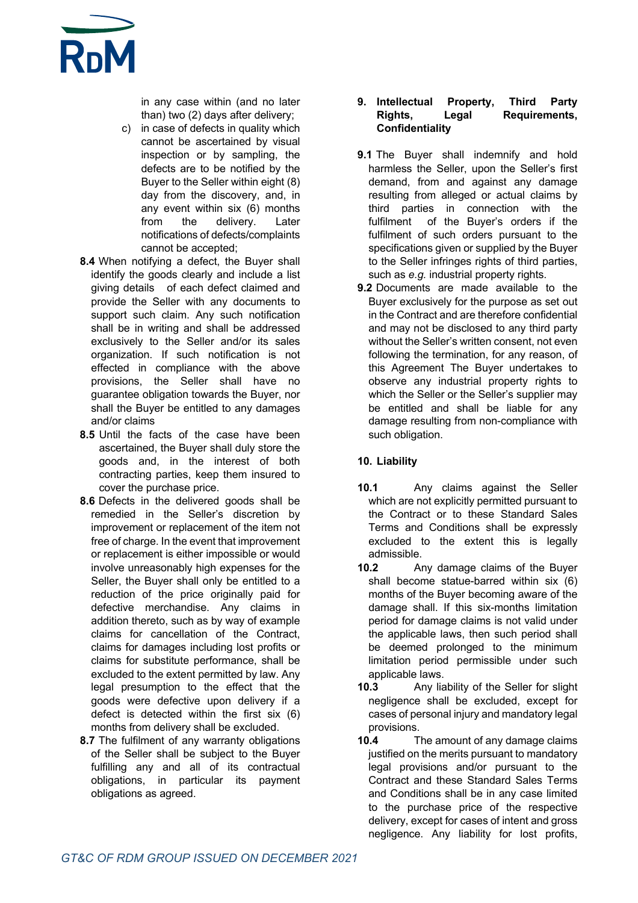in any case within (and no later than) two (2) days after delivery;

c) in case of defects in quality which cannot be ascertained by visual inspection or by sampling, the defects are to be notified by the Buyer to the Seller within eight (8) day from the discovery, and, in any event within six (6) months from the delivery. Later notifications of defects/complaints cannot be accepted;

**8.4** When notifying a defect, the Buyer shall identify the goods clearly and include a list giving details of each defect claimed and provide the Seller with any documents to support such claim. Any such notification shall be in writing and shall be addressed exclusively to the Seller and/or its sales organization. If such notification is not effected in compliance with the above provisions, the Seller shall have no guarantee obligation towards the Buyer, nor shall the Buyer be entitled to any damages and/or claims

**8.5** Until the facts of the case have been ascertained, the Buyer shall duly store the goods and, in the interest of both contracting parties, keep them insured to cover the purchase price.

**8.6** Defects in the delivered goods shall be remedied in the Seller's discretion by improvement or replacement of the item not free of charge. In the event that improvement or replacement is either impossible or would involve unreasonably high expenses for the Seller, the Buyer shall only be entitled to a reduction of the price originally paid for defective merchandise. Any claims in addition thereto, such as by way of example claims for cancellation of the Contract, claims for damages including lost profits or claims for substitute performance, shall be excluded to the extent permitted by law. Any legal presumption to the effect that the goods were defective upon delivery if a defect is detected within the first six (6) months from delivery shall be excluded.

**8.7** The fulfilment of any warranty obligations of the Seller shall be subject to the Buyer fulfilling any and all of its contractual obligations, in particular its payment obligations as agreed.

## 9. Intellectual Property, Third Party Rights, Legal Requirements, Confidentiality

**9.1** The Buyer shall indemnify and hold harmless the Seller, upon the Seller's first demand, from and against any damage resulting from alleged or actual claims by third parties in connection with the fulfilment of the Buyer's orders if the fulfilment of such orders pursuant to the specifications given or supplied by the Buyer to the Seller infringes rights of third parties, such as *e.g.* industrial property rights.

**9.2** Documents are made available to the Buyer exclusively for the purpose as set out in the Contract and are therefore confidential and may not be disclosed to any third party without the Seller's written consent, not even following the termination, for any reason, of this Agreement The Buyer undertakes to observe any industrial property rights to which the Seller or the Seller's supplier may be entitled and shall be liable for any damage resulting from non-compliance with such obligation.

## 10. Liability

**10.1** Any claims against the Seller which are not explicitly permitted pursuant to the Contract or to these Standard Sales Terms and Conditions shall be expressly excluded to the extent this is legally admissible.

**10.2** Any damage claims of the Buyer shall become statue-barred within six (6) months of the Buyer becoming aware of the damage shall. If this six-months limitation period for damage claims is not valid under the applicable laws, then such period shall be deemed prolonged to the minimum limitation period permissible under such applicable laws.

**10.3** Any liability of the Seller for slight negligence shall be excluded, except for cases of personal injury and mandatory legal provisions.

**10.4** The amount of any damage claims justified on the merits pursuant to mandatory legal provisions and/or pursuant to the Contract and these Standard Sales Terms and Conditions shall be in any case limited to the purchase price of the respective delivery, except for cases of intent and gross negligence. Any liability for lost profits,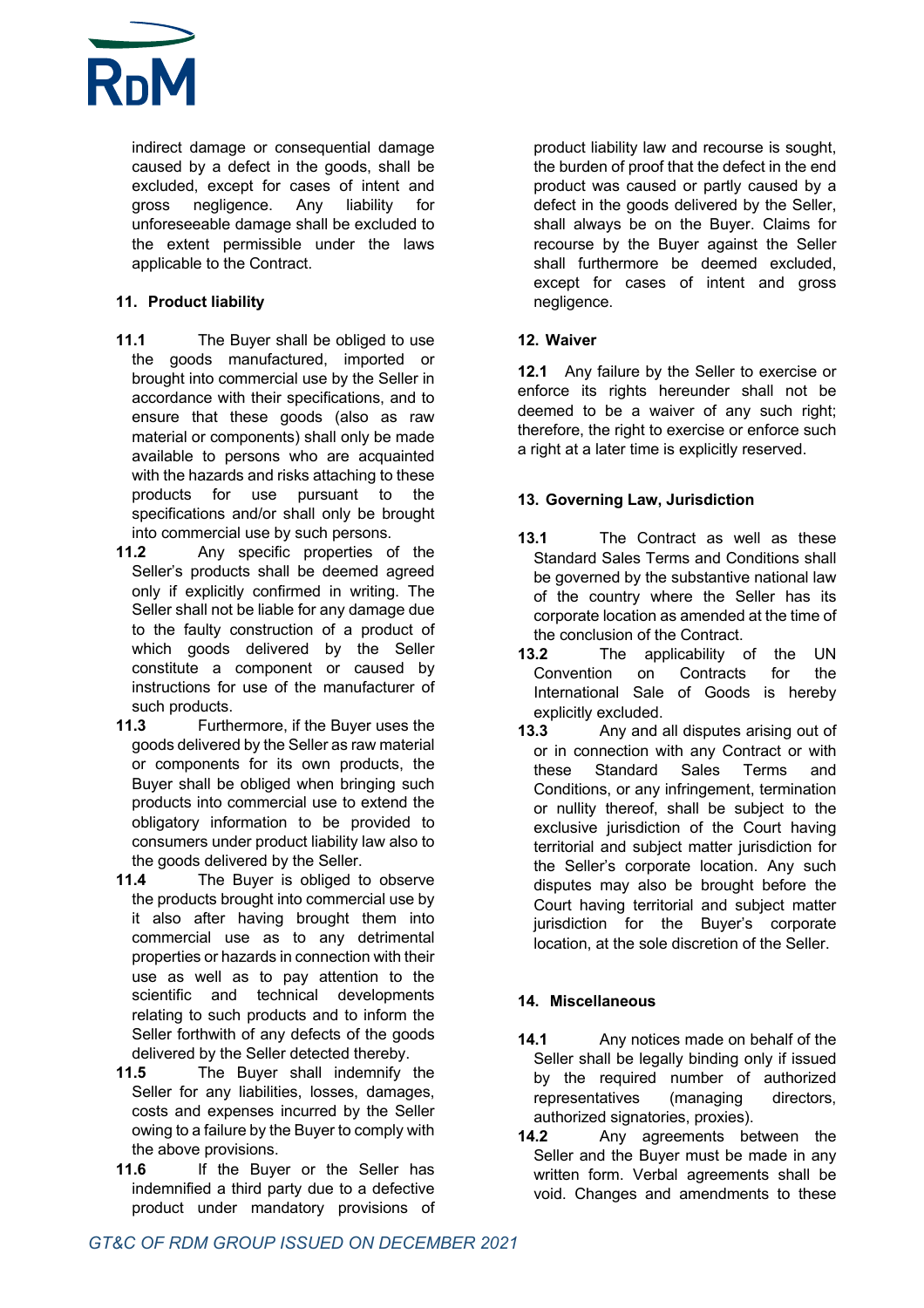indirect damage or consequential damage caused by a defect in the goods, shall be excluded, except for cases of intent and gross negligence. Any liability for unforeseeable damage shall be excluded to the extent permissible under the laws applicable to the Contract.

## 11. Product liability

**11.1** The Buyer shall be obliged to use the goods manufactured, imported or brought into commercial use by the Seller in accordance with their specifications, and to ensure that these goods (also as raw material or components) shall only be made available to persons who are acquainted with the hazards and risks attaching to these products for use pursuant to the specifications and/or shall only be brought into commercial use by such persons.

**11.2** Any specific properties of the Seller's products shall be deemed agreed only if explicitly confirmed in writing. The Seller shall not be liable for any damage due to the faulty construction of a product of which goods delivered by the Seller constitute a component or caused by instructions for use of the manufacturer of such products.

**11.3** Furthermore, if the Buyer uses the goods delivered by the Seller as raw material or components for its own products, the Buyer shall be obliged when bringing such products into commercial use to extend the obligatory information to be provided to consumers under product liability law also to the goods delivered by the Seller.

**11.4** The Buyer is obliged to observe the products brought into commercial use by it also after having brought them into commercial use as to any detrimental properties or hazards in connection with their use as well as to pay attention to the scientific and technical developments relating to such products and to inform the Seller forthwith of any defects of the goods delivered by the Seller detected thereby.

**11.5** The Buyer shall indemnify the Seller for any liabilities, losses, damages, costs and expenses incurred by the Seller owing to a failure by the Buyer to comply with the above provisions.

**11.6** If the Buyer or the Seller has indemnified a third party due to a defective product under mandatory provisions of product liability law and recourse is sought, the burden of proof that the defect in the end product was caused or partly caused by a defect in the goods delivered by the Seller, shall always be on the Buyer. Claims for recourse by the Buyer against the Seller shall furthermore be deemed excluded, except for cases of intent and gross negligence.

## 12. Waiver

**12.1** Any failure by the Seller to exercise or enforce its rights hereunder shall not be deemed to be a waiver of any such right; therefore, the right to exercise or enforce such a right at a later time is explicitly reserved.

## 13. Governing Law, Jurisdiction

**13.1** The Contract as well as these Standard Sales Terms and Conditions shall be governed by the substantive national law of the country where the Seller has its corporate location as amended at the time of the conclusion of the Contract.

**13.2** The applicability of the UN Convention on Contracts for the International Sale of Goods is hereby explicitly excluded.

**13.3** Any and all disputes arising out of or in connection with any Contract or with these Standard Sales Terms and Conditions, or any infringement, termination or nullity thereof, shall be subject to the exclusive jurisdiction of the Court having territorial and subject matter jurisdiction for the Seller's corporate location. Any such disputes may also be brought before the Court having territorial and subject matter jurisdiction for the Buyer's corporate location, at the sole discretion of the Seller.

## 14. Miscellaneous

**14.1** Any notices made on behalf of the Seller shall be legally binding only if issued by the required number of authorized representatives (managing directors, authorized signatories, proxies).

**14.2** Any agreements between the Seller and the Buyer must be made in any written form. Verbal agreements shall be void. Changes and amendments to these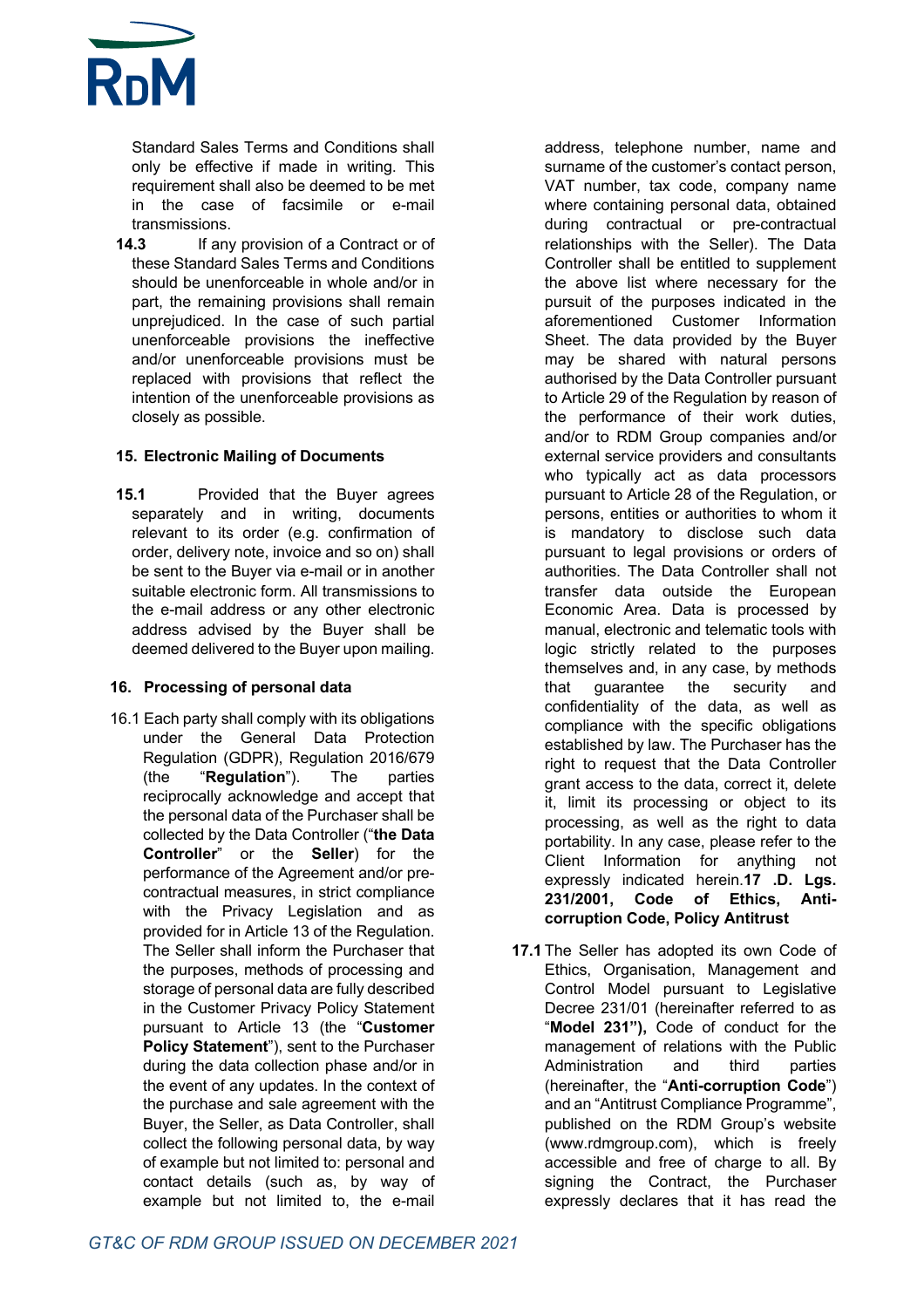Standard Sales Terms and Conditions shall only be effective if made in writing. This requirement shall also be deemed to be met in the case of facsimile or e-mail transmissions.

**14.3** If any provision of a Contract or of these Standard Sales Terms and Conditions should be unenforceable in whole and/or in part, the remaining provisions shall remain unprejudiced. In the case of such partial unenforceable provisions the ineffective and/or unenforceable provisions must be replaced with provisions that reflect the intention of the unenforceable provisions as closely as possible.

## 15. Electronic Mailing of Documents

**15.1** Provided that the Buyer agrees separately and in writing, documents relevant to its order (e.g. confirmation of order, delivery note, invoice and so on) shall be sent to the Buyer via e-mail or in another suitable electronic form. All transmissions to the e-mail address or any other electronic address advised by the Buyer shall be deemed delivered to the Buyer upon mailing.

## 16. Processing of personal data

16.1 Each party shall comply with its obligations under the General Data Protection Regulation (GDPR), Regulation 2016/679 (the "**Regulation**"). The parties reciprocally acknowledge and accept that the personal data of the Purchaser shall be collected by the Data Controller ("**the Data Controller**" or the **Seller**) for the performance of the Agreement and/or pre-contractual measures, in strict compliance with the Privacy Legislation and as provided for in Article 13 of the Regulation. The Seller shall inform the Purchaser that the purposes, methods of processing and storage of personal data are fully described in the Customer Privacy Policy Statement pursuant to Article 13 (the "**Customer Policy Statement**"), sent to the Purchaser during the data collection phase and/or in the event of any updates. In the context of the purchase and sale agreement with the Buyer, the Seller, as Data Controller, shall collect the following personal data, by way of example but not limited to: personal and contact details (such as, by way of example but not limited to, the e-mail address, telephone number, name and surname of the customer's contact person, VAT number, tax code, company name where containing personal data, obtained during contractual or pre-contractual relationships with the Seller). The Data Controller shall be entitled to supplement the above list where necessary for the pursuit of the purposes indicated in the aforementioned Customer Information Sheet. The data provided by the Buyer may be shared with natural persons authorised by the Data Controller pursuant to Article 29 of the Regulation by reason of the performance of their work duties, and/or to RDM Group companies and/or external service providers and consultants who typically act as data processors pursuant to Article 28 of the Regulation, or persons, entities or authorities to whom it is mandatory to disclose such data pursuant to legal provisions or orders of authorities. The Data Controller shall not transfer data outside the European Economic Area. Data is processed by manual, electronic and telematic tools with logic strictly related to the purposes themselves and, in any case, by methods that guarantee the security and confidentiality of the data, as well as compliance with the specific obligations established by law. The Purchaser has the right to request that the Data Controller grant access to the data, correct it, delete it, limit its processing or object to its processing, as well as the right to data portability. In any case, please refer to the Client Information for anything not expressly indicated herein.

## 17 .D. Lgs. 231/2001, Code of Ethics, Anti-corruption Code, Policy Antitrust

**17.1** The Seller has adopted its own Code of Ethics, Organisation, Management and Control Model pursuant to Legislative Decree 231/01 (hereinafter referred to as "**Model 231"),** Code of conduct for the management of relations with the Public Administration and third parties (hereinafter, the "**Anti-corruption Code**") and an "Antitrust Compliance Programme", published on the RDM Group's website (www.rdmgroup.com), which is freely accessible and free of charge to all. By signing the Contract, the Purchaser expressly declares that it has read the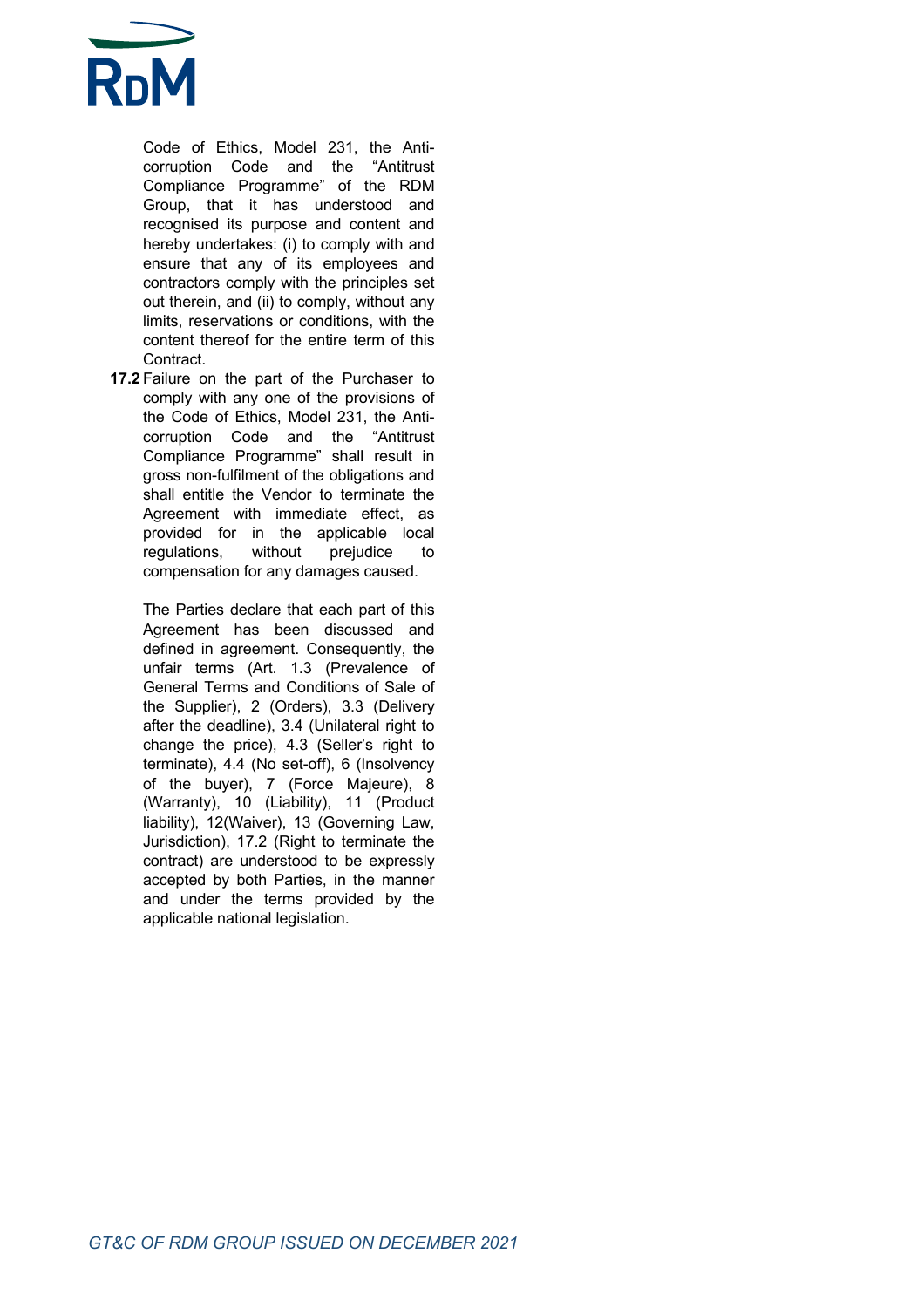Code of Ethics, Model 231, the Anti-corruption Code and the "Antitrust Compliance Programme" of the RDM Group, that it has understood and recognised its purpose and content and hereby undertakes: (i) to comply with and ensure that any of its employees and contractors comply with the principles set out therein, and (ii) to comply, without any limits, reservations or conditions, with the content thereof for the entire term of this Contract.

**17.2** Failure on the part of the Purchaser to comply with any one of the provisions of the Code of Ethics, Model 231, the Anti-corruption Code and the "Antitrust Compliance Programme" shall result in gross non-fulfilment of the obligations and shall entitle the Vendor to terminate the Agreement with immediate effect, as provided for in the applicable local regulations, without prejudice to compensation for any damages caused.

The Parties declare that each part of this Agreement has been discussed and defined in agreement. Consequently, the unfair terms (Art. 1.3 (Prevalence of General Terms and Conditions of Sale of the Supplier), 2 (Orders), 3.3 (Delivery after the deadline), 3.4 (Unilateral right to change the price), 4.3 (Seller's right to terminate), 4.4 (No set-off), 6 (Insolvency of the buyer), 7 (Force Majeure), 8 (Warranty), 10 (Liability), 11 (Product liability), 12(Waiver), 13 (Governing Law, Jurisdiction), 17.2 (Right to terminate the contract) are understood to be expressly accepted by both Parties, in the manner and under the terms provided by the applicable national legislation.